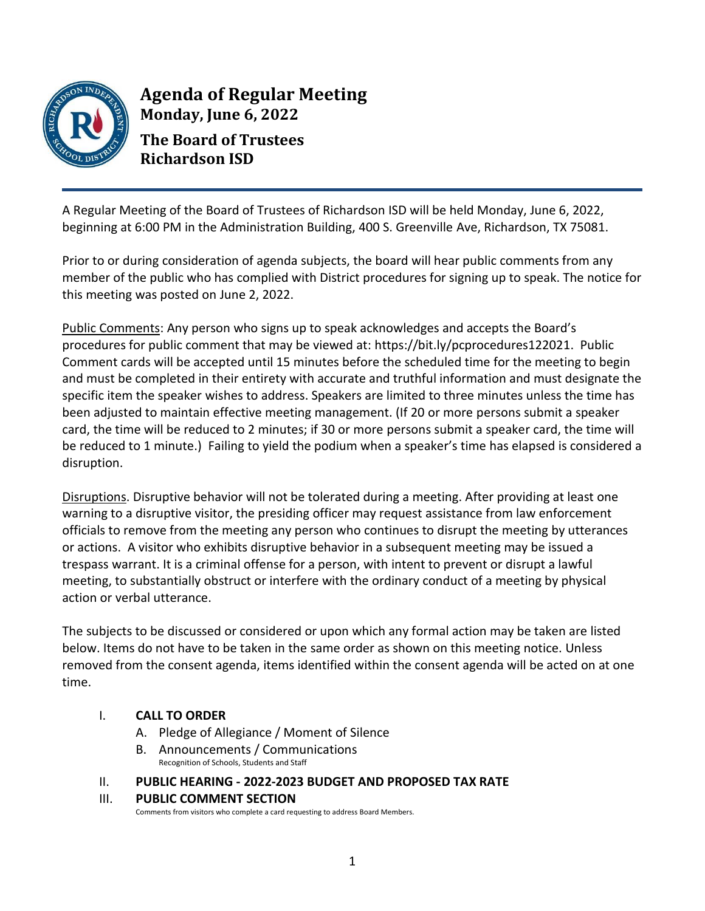# Agenda of Regular Meeting

**Monday, June 6, 2022**

**The Board of Trustees**
**Richardson ISD**

A Regular Meeting of the Board of Trustees of Richardson ISD will be held Monday, June 6, 2022, beginning at 6:00 PM in the Administration Building, 400 S. Greenville Ave, Richardson, TX 75081.

Prior to or during consideration of agenda subjects, the board will hear public comments from any member of the public who has complied with District procedures for signing up to speak. The notice for this meeting was posted on June 2, 2022.

Public Comments: Any person who signs up to speak acknowledges and accepts the Board's procedures for public comment that may be viewed at: https://bit.ly/pcprocedures122021. Public Comment cards will be accepted until 15 minutes before the scheduled time for the meeting to begin and must be completed in their entirety with accurate and truthful information and must designate the specific item the speaker wishes to address. Speakers are limited to three minutes unless the time has been adjusted to maintain effective meeting management. (If 20 or more persons submit a speaker card, the time will be reduced to 2 minutes; if 30 or more persons submit a speaker card, the time will be reduced to 1 minute.) Failing to yield the podium when a speaker's time has elapsed is considered a disruption.

Disruptions. Disruptive behavior will not be tolerated during a meeting. After providing at least one warning to a disruptive visitor, the presiding officer may request assistance from law enforcement officials to remove from the meeting any person who continues to disrupt the meeting by utterances or actions. A visitor who exhibits disruptive behavior in a subsequent meeting may be issued a trespass warrant. It is a criminal offense for a person, with intent to prevent or disrupt a lawful meeting, to substantially obstruct or interfere with the ordinary conduct of a meeting by physical action or verbal utterance.

The subjects to be discussed or considered or upon which any formal action may be taken are listed below. Items do not have to be taken in the same order as shown on this meeting notice. Unless removed from the consent agenda, items identified within the consent agenda will be acted on at one time.

I. **CALL TO ORDER**
   - A. Pledge of Allegiance / Moment of Silence
   - B. Announcements / Communications
     Recognition of Schools, Students and Staff

II. **PUBLIC HEARING - 2022-2023 BUDGET AND PROPOSED TAX RATE**

III. **PUBLIC COMMENT SECTION**
   Comments from visitors who complete a card requesting to address Board Members.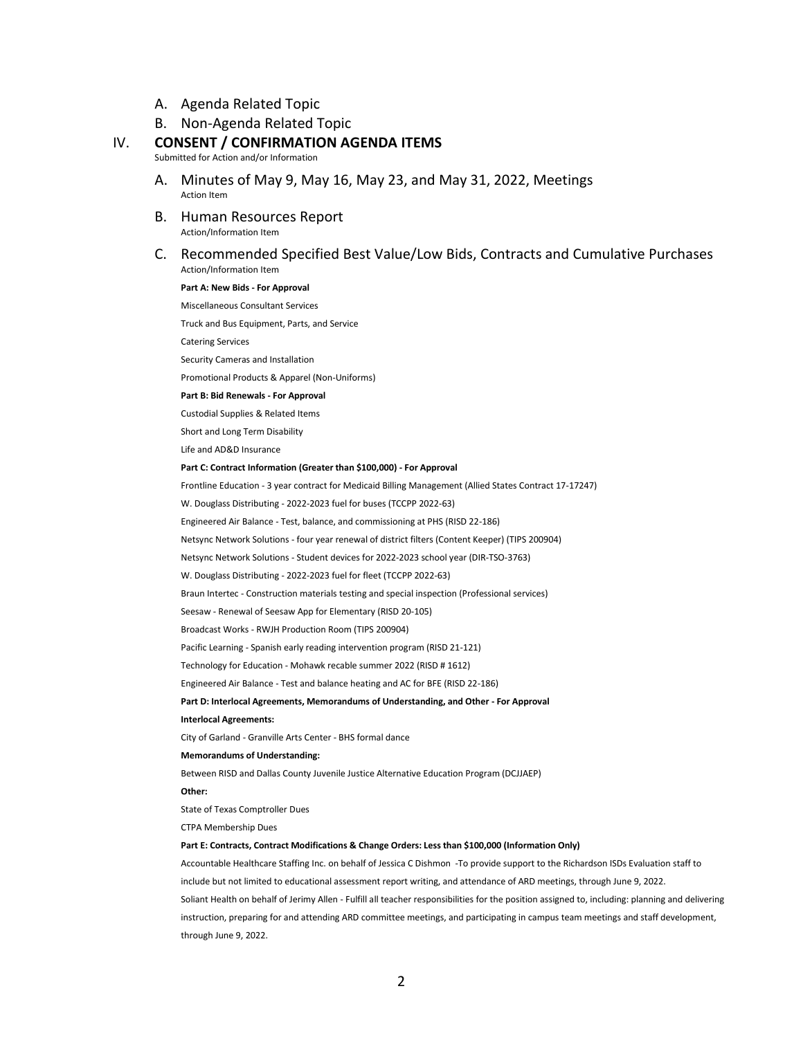A. Agenda Related Topic

B. Non-Agenda Related Topic

## IV. CONSENT / CONFIRMATION AGENDA ITEMS

Submitted for Action and/or Information

### A. Minutes of May 9, May 16, May 23, and May 31, 2022, Meetings

Action Item

### B. Human Resources Report

Action/Information Item

### C. Recommended Specified Best Value/Low Bids, Contracts and Cumulative Purchases

Action/Information Item

**Part A: New Bids - For Approval**

Miscellaneous Consultant Services

Truck and Bus Equipment, Parts, and Service

Catering Services

Security Cameras and Installation

Promotional Products & Apparel (Non-Uniforms)

**Part B: Bid Renewals - For Approval**

Custodial Supplies & Related Items

Short and Long Term Disability

Life and AD&D Insurance

**Part C: Contract Information (Greater than $100,000) - For Approval**

Frontline Education - 3 year contract for Medicaid Billing Management (Allied States Contract 17-17247)

W. Douglass Distributing - 2022-2023 fuel for buses (TCCPP 2022-63)

Engineered Air Balance - Test, balance, and commissioning at PHS (RISD 22-186)

Netsync Network Solutions - four year renewal of district filters (Content Keeper) (TIPS 200904)

Netsync Network Solutions - Student devices for 2022-2023 school year (DIR-TSO-3763)

W. Douglass Distributing - 2022-2023 fuel for fleet (TCCPP 2022-63)

Braun Intertec - Construction materials testing and special inspection (Professional services)

Seesaw - Renewal of Seesaw App for Elementary (RISD 20-105)

Broadcast Works - RWJH Production Room (TIPS 200904)

Pacific Learning - Spanish early reading intervention program (RISD 21-121)

Technology for Education - Mohawk recable summer 2022 (RISD # 1612)

Engineered Air Balance - Test and balance heating and AC for BFE (RISD 22-186)

**Part D: Interlocal Agreements, Memorandums of Understanding, and Other - For Approval**

**Interlocal Agreements:**

City of Garland - Granville Arts Center - BHS formal dance

**Memorandums of Understanding:**

Between RISD and Dallas County Juvenile Justice Alternative Education Program (DCJJAEP)

**Other:**

State of Texas Comptroller Dues

CTPA Membership Dues

**Part E: Contracts, Contract Modifications & Change Orders: Less than $100,000 (Information Only)**

Accountable Healthcare Staffing Inc. on behalf of Jessica C Dishmon -To provide support to the Richardson ISDs Evaluation staff to include but not limited to educational assessment report writing, and attendance of ARD meetings, through June 9, 2022.

Soliant Health on behalf of Jerimy Allen - Fulfill all teacher responsibilities for the position assigned to, including: planning and delivering instruction, preparing for and attending ARD committee meetings, and participating in campus team meetings and staff development, through June 9, 2022.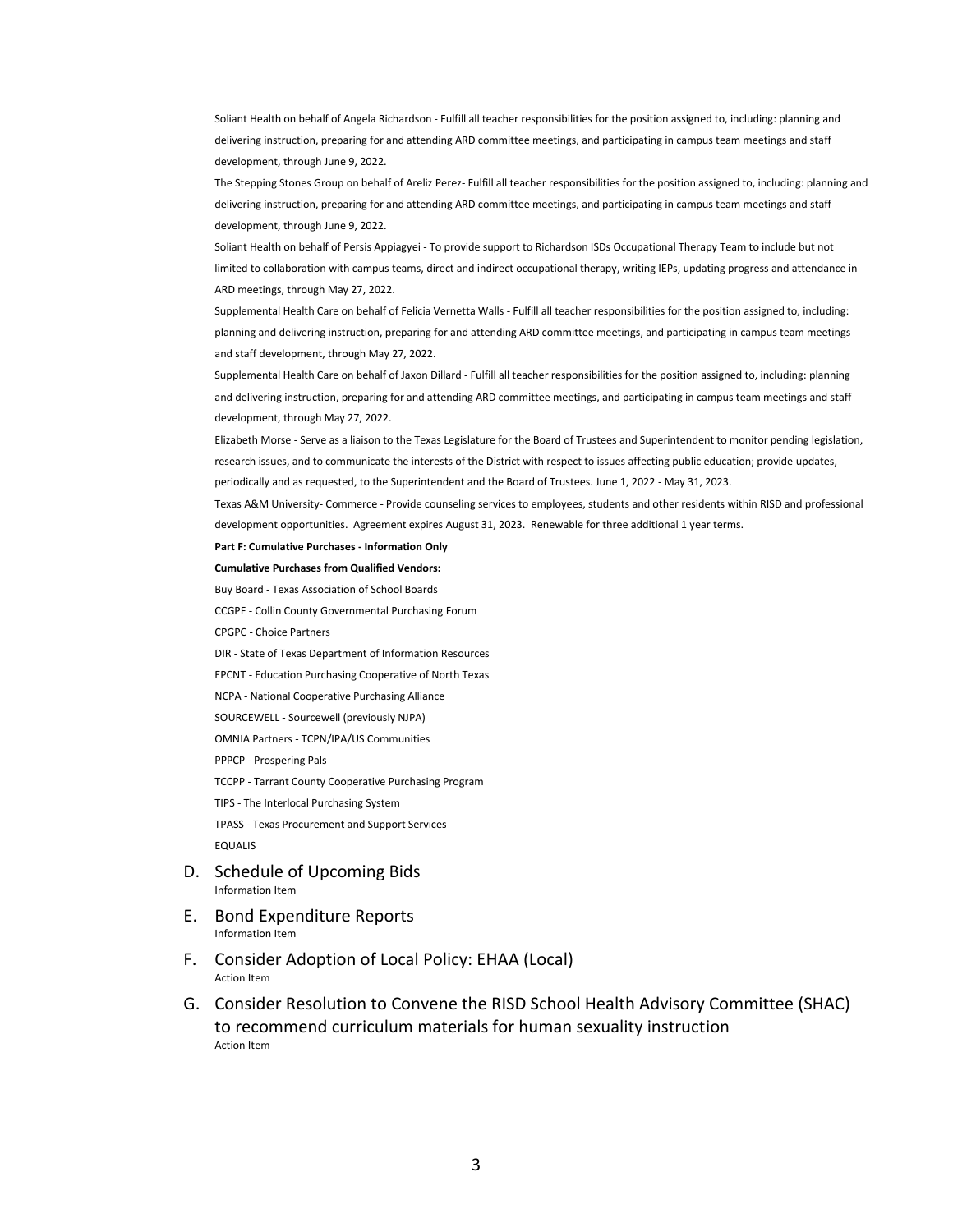Soliant Health on behalf of Angela Richardson - Fulfill all teacher responsibilities for the position assigned to, including: planning and delivering instruction, preparing for and attending ARD committee meetings, and participating in campus team meetings and staff development, through June 9, 2022.

The Stepping Stones Group on behalf of Areliz Perez- Fulfill all teacher responsibilities for the position assigned to, including: planning and delivering instruction, preparing for and attending ARD committee meetings, and participating in campus team meetings and staff development, through June 9, 2022.

Soliant Health on behalf of Persis Appiagyei - To provide support to Richardson ISDs Occupational Therapy Team to include but not limited to collaboration with campus teams, direct and indirect occupational therapy, writing IEPs, updating progress and attendance in ARD meetings, through May 27, 2022.

Supplemental Health Care on behalf of Felicia Vernetta Walls - Fulfill all teacher responsibilities for the position assigned to, including: planning and delivering instruction, preparing for and attending ARD committee meetings, and participating in campus team meetings and staff development, through May 27, 2022.

Supplemental Health Care on behalf of Jaxon Dillard - Fulfill all teacher responsibilities for the position assigned to, including: planning and delivering instruction, preparing for and attending ARD committee meetings, and participating in campus team meetings and staff development, through May 27, 2022.

Elizabeth Morse - Serve as a liaison to the Texas Legislature for the Board of Trustees and Superintendent to monitor pending legislation, research issues, and to communicate the interests of the District with respect to issues affecting public education; provide updates, periodically and as requested, to the Superintendent and the Board of Trustees. June 1, 2022 - May 31, 2023.

Texas A&M University- Commerce - Provide counseling services to employees, students and other residents within RISD and professional development opportunities. Agreement expires August 31, 2023. Renewable for three additional 1 year terms.

**Part F: Cumulative Purchases - Information Only**

**Cumulative Purchases from Qualified Vendors:**

Buy Board - Texas Association of School Boards

CCGPF - Collin County Governmental Purchasing Forum

CPGPC - Choice Partners

DIR - State of Texas Department of Information Resources

EPCNT - Education Purchasing Cooperative of North Texas

NCPA - National Cooperative Purchasing Alliance

SOURCEWELL - Sourcewell (previously NJPA)

OMNIA Partners - TCPN/IPA/US Communities

PPPCP - Prospering Pals

TCCPP - Tarrant County Cooperative Purchasing Program

TIPS - The Interlocal Purchasing System

TPASS - Texas Procurement and Support Services

EQUALIS

## D. Schedule of Upcoming Bids

Information Item

## E. Bond Expenditure Reports

Information Item

## F. Consider Adoption of Local Policy: EHAA (Local)

Action Item

## G. Consider Resolution to Convene the RISD School Health Advisory Committee (SHAC) to recommend curriculum materials for human sexuality instruction

Action Item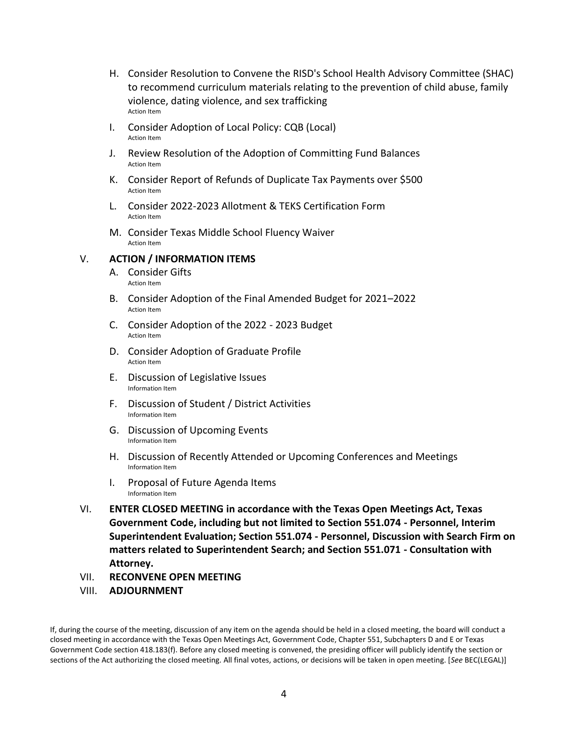H. Consider Resolution to Convene the RISD's School Health Advisory Committee (SHAC) to recommend curriculum materials relating to the prevention of child abuse, family violence, dating violence, and sex trafficking
   Action Item
I. Consider Adoption of Local Policy: CQB (Local)
   Action Item
J. Review Resolution of the Adoption of Committing Fund Balances
   Action Item
K. Consider Report of Refunds of Duplicate Tax Payments over $500
   Action Item
L. Consider 2022-2023 Allotment & TEKS Certification Form
   Action Item
M. Consider Texas Middle School Fluency Waiver
   Action Item

V. **ACTION / INFORMATION ITEMS**

A. Consider Gifts
   Action Item
B. Consider Adoption of the Final Amended Budget for 2021–2022
   Action Item
C. Consider Adoption of the 2022 - 2023 Budget
   Action Item
D. Consider Adoption of Graduate Profile
   Action Item
E. Discussion of Legislative Issues
   Information Item
F. Discussion of Student / District Activities
   Information Item
G. Discussion of Upcoming Events
   Information Item
H. Discussion of Recently Attended or Upcoming Conferences and Meetings
   Information Item
I. Proposal of Future Agenda Items
   Information Item

VI. **ENTER CLOSED MEETING in accordance with the Texas Open Meetings Act, Texas Government Code, including but not limited to Section 551.074 - Personnel, Interim Superintendent Evaluation; Section 551.074 - Personnel, Discussion with Search Firm on matters related to Superintendent Search; and Section 551.071 - Consultation with Attorney.**

VII. **RECONVENE OPEN MEETING**

VIII. **ADJOURNMENT**

If, during the course of the meeting, discussion of any item on the agenda should be held in a closed meeting, the board will conduct a closed meeting in accordance with the Texas Open Meetings Act, Government Code, Chapter 551, Subchapters D and E or Texas Government Code section 418.183(f). Before any closed meeting is convened, the presiding officer will publicly identify the section or sections of the Act authorizing the closed meeting. All final votes, actions, or decisions will be taken in open meeting. [*See* BEC(LEGAL)]